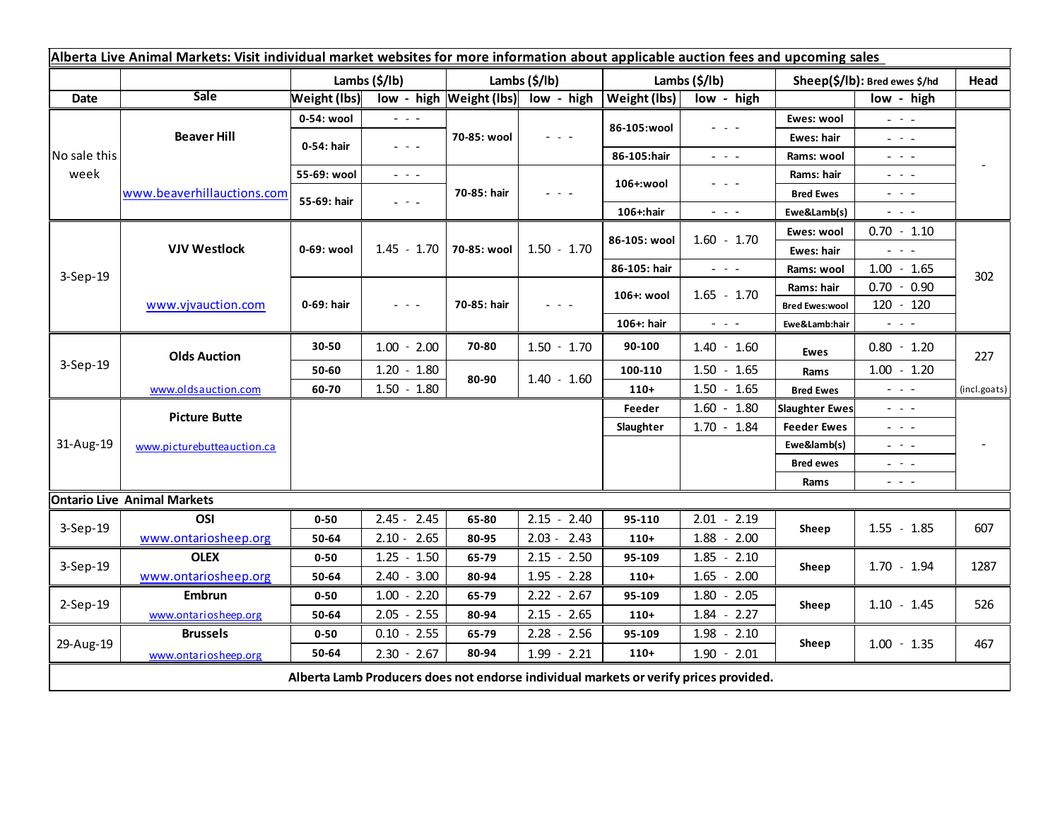**Alberta Live Animal Markets: Visit individual market websites for more information about applicable auction fees and upcoming sales**

| Date | Sale | Lambs ($/lb) Weight (lbs) | low - high | Lambs ($/lb) Weight (lbs) | low - high | Lambs ($/lb) Weight (lbs) | low - high | Sheep($/lb): Bred ewes $/hd | low - high | Head |
|---|---|---|---|---|---|---|---|---|---|---|
| No sale this week | Beaver Hill www.beaverhillauctions.com | 0-54: wool | - - - | 70-85: wool | - - - | 86-105:wool | - - - | Ewes: wool | - - - | - |
| | | 0-54: hair | - - - | | | | | Ewes: hair | - - - | |
| | | | | | | 86-105:hair | - - - | Rams: wool | - - - | |
| | | 55-69: wool | - - - | 70-85: hair | - - - | 106+:wool | - - - | Rams: hair | - - - | |
| | | 55-69: hair | - - - | | | | | Bred Ewes | - - - | |
| | | | | | | 106+:hair | - - - | Ewe&Lamb(s) | - - - | |
| 3-Sep-19 | VJV Westlock www.vjvauction.com | 0-69: wool | 1.45 - 1.70 | 70-85: wool | 1.50 - 1.70 | 86-105: wool | 1.60 - 1.70 | Ewes: wool | 0.70 - 1.10 | 302 |
| | | | | | | | | Ewes: hair | - - - | |
| | | | | | | 86-105: hair | - - - | Rams: wool | 1.00 - 1.65 | |
| | | 0-69: hair | - - - | 70-85: hair | - - - | 106+: wool | 1.65 - 1.70 | Rams: hair | 0.70 - 0.90 | |
| | | | | | | | | Bred Ewes:wool | 120 - 120 | |
| | | | | | | 106+: hair | - - - | Ewe&Lamb:hair | - - - | |
| 3-Sep-19 | Olds Auction www.oldsauction.com | 30-50 | 1.00 - 2.00 | 70-80 | 1.50 - 1.70 | 90-100 | 1.40 - 1.60 | Ewes | 0.80 - 1.20 | 227 (incl.goats) |
| | | 50-60 | 1.20 - 1.80 | 80-90 | 1.40 - 1.60 | 100-110 | 1.50 - 1.65 | Rams | 1.00 - 1.20 | |
| | | 60-70 | 1.50 - 1.80 | | | 110+ | 1.50 - 1.65 | Bred Ewes | - - - | |
| 31-Aug-19 | Picture Butte www.picturebutteauction.ca | | | | | Feeder | 1.60 - 1.80 | Slaughter Ewes | - - - | - |
| | | | | | | Slaughter | 1.70 - 1.84 | Feeder Ewes | - - - | |
| | | | | | | | | Ewe&lamb(s) | - - - | |
| | | | | | | | | Bred ewes | - - - | |
| | | | | | | | | Rams | - - - | |
| **Ontario Live Animal Markets** | | | | | | | | | | |
| 3-Sep-19 | OSI www.ontariosheep.org | 0-50 | 2.45 - 2.45 | 65-80 | 2.15 - 2.40 | 95-110 | 2.01 - 2.19 | Sheep | 1.55 - 1.85 | 607 |
| | | 50-64 | 2.10 - 2.65 | 80-95 | 2.03 - 2.43 | 110+ | 1.88 - 2.00 | | | |
| 3-Sep-19 | OLEX www.ontariosheep.org | 0-50 | 1.25 - 1.50 | 65-79 | 2.15 - 2.50 | 95-109 | 1.85 - 2.10 | Sheep | 1.70 - 1.94 | 1287 |
| | | 50-64 | 2.40 - 3.00 | 80-94 | 1.95 - 2.28 | 110+ | 1.65 - 2.00 | | | |
| 2-Sep-19 | Embrun www.ontariosheep.org | 0-50 | 1.00 - 2.20 | 65-79 | 2.22 - 2.67 | 95-109 | 1.80 - 2.05 | Sheep | 1.10 - 1.45 | 526 |
| | | 50-64 | 2.05 - 2.55 | 80-94 | 2.15 - 2.65 | 110+ | 1.84 - 2.27 | | | |
| 29-Aug-19 | Brussels www.ontariosheep.org | 0-50 | 0.10 - 2.55 | 65-79 | 2.28 - 2.56 | 95-109 | 1.98 - 2.10 | Sheep | 1.00 - 1.35 | 467 |
| | | 50-64 | 2.30 - 2.67 | 80-94 | 1.99 - 2.21 | 110+ | 1.90 - 2.01 | | | |

**Alberta Lamb Producers does not endorse individual markets or verify prices provided.**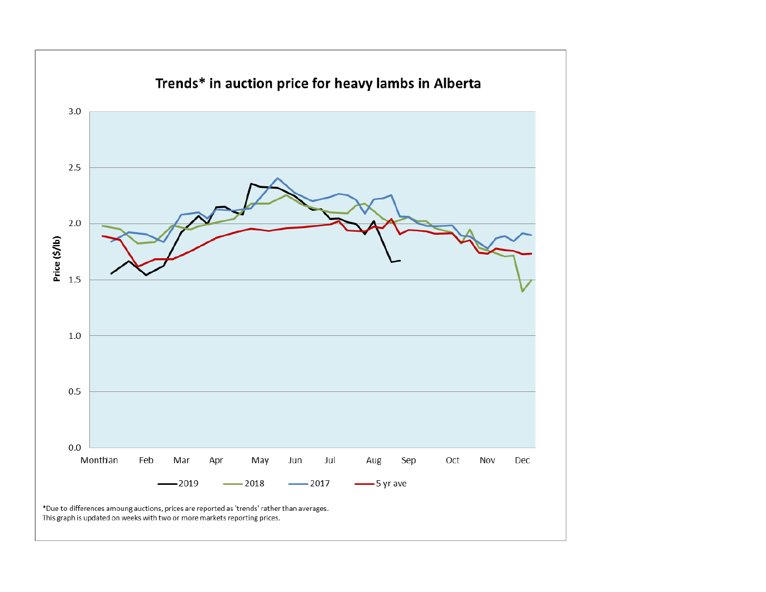## Trends* in auction price for heavy lambs in Alberta

3.0
2.5
2.0
1.5
1.0
0.5
0.0

Price ($/lb)

Month Jan Feb Mar Apr May Jun Jul Aug Sep Oct Nov Dec

2019 2018 2017 5 yr ave

*Due to differences amoung auctions, prices are reported as 'trends' rather than averages.
This graph is updated on weeks with two or more markets reporting prices.